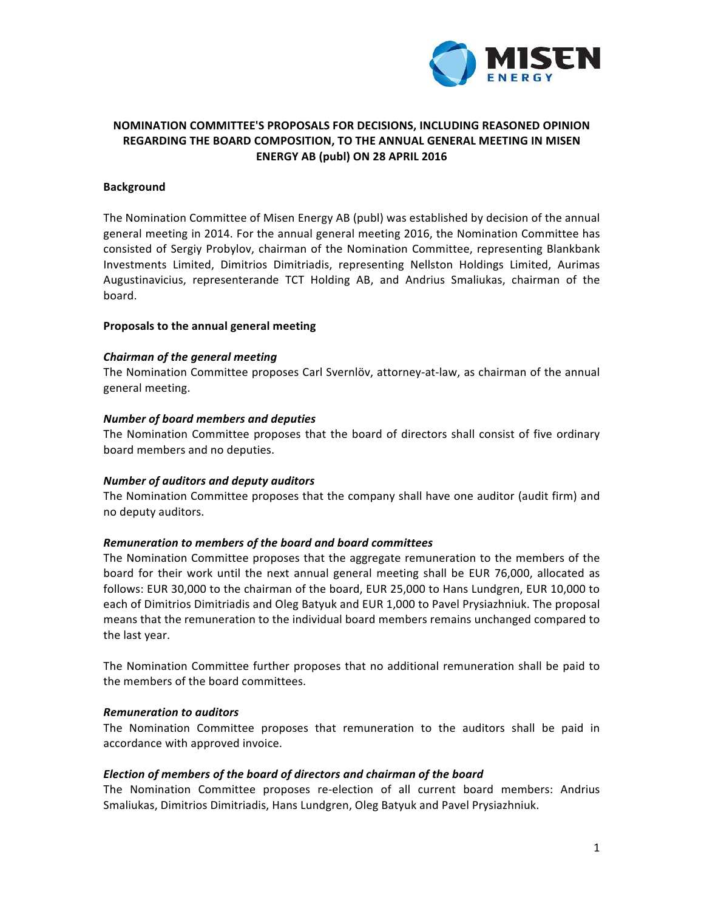# NOMINATION COMMITTEE'S PROPOSALS FOR DECISIONS, INCLUDING REASONED OPINION REGARDING THE BOARD COMPOSITION, TO THE ANNUAL GENERAL MEETING IN MISEN ENERGY AB (publ) ON 28 APRIL 2016

## Background

The Nomination Committee of Misen Energy AB (publ) was established by decision of the annual general meeting in 2014. For the annual general meeting 2016, the Nomination Committee has consisted of Sergiy Probylov, chairman of the Nomination Committee, representing Blankbank Investments Limited, Dimitrios Dimitriadis, representing Nellston Holdings Limited, Aurimas Augustinavicius, representerande TCT Holding AB, and Andrius Smaliukas, chairman of the board.

## Proposals to the annual general meeting

### *Chairman of the general meeting*

The Nomination Committee proposes Carl Svernlöv, attorney-at-law, as chairman of the annual general meeting.

### *Number of board members and deputies*

The Nomination Committee proposes that the board of directors shall consist of five ordinary board members and no deputies.

### *Number of auditors and deputy auditors*

The Nomination Committee proposes that the company shall have one auditor (audit firm) and no deputy auditors.

### *Remuneration to members of the board and board committees*

The Nomination Committee proposes that the aggregate remuneration to the members of the board for their work until the next annual general meeting shall be EUR 76,000, allocated as follows: EUR 30,000 to the chairman of the board, EUR 25,000 to Hans Lundgren, EUR 10,000 to each of Dimitrios Dimitriadis and Oleg Batyuk and EUR 1,000 to Pavel Prysiazhniuk. The proposal means that the remuneration to the individual board members remains unchanged compared to the last year.

The Nomination Committee further proposes that no additional remuneration shall be paid to the members of the board committees.

### *Remuneration to auditors*

The Nomination Committee proposes that remuneration to the auditors shall be paid in accordance with approved invoice.

### *Election of members of the board of directors and chairman of the board*

The Nomination Committee proposes re-election of all current board members: Andrius Smaliukas, Dimitrios Dimitriadis, Hans Lundgren, Oleg Batyuk and Pavel Prysiazhniuk.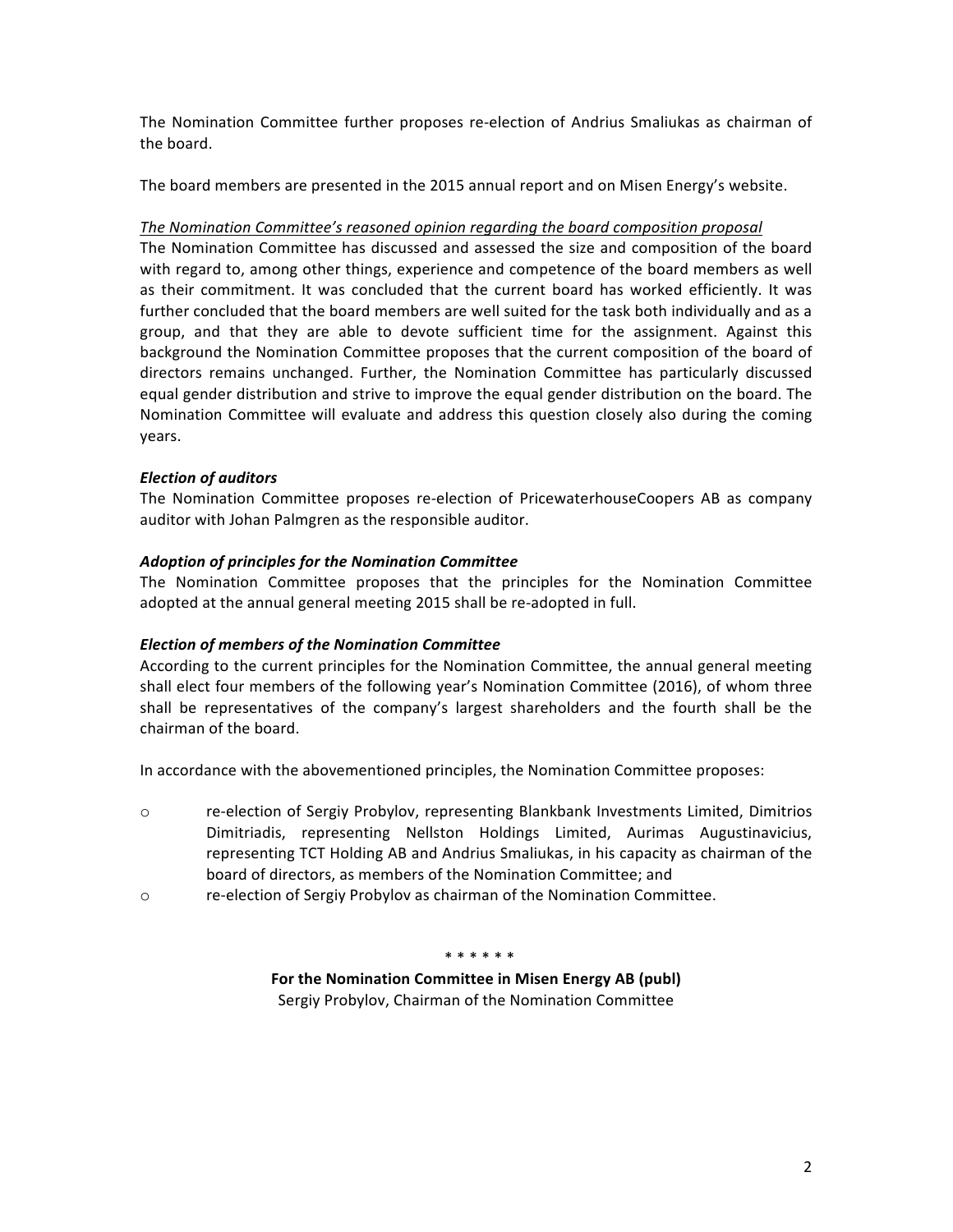The Nomination Committee further proposes re-election of Andrius Smaliukas as chairman of the board.

The board members are presented in the 2015 annual report and on Misen Energy's website.

*The Nomination Committee's reasoned opinion regarding the board composition proposal*

The Nomination Committee has discussed and assessed the size and composition of the board with regard to, among other things, experience and competence of the board members as well as their commitment. It was concluded that the current board has worked efficiently. It was further concluded that the board members are well suited for the task both individually and as a group, and that they are able to devote sufficient time for the assignment. Against this background the Nomination Committee proposes that the current composition of the board of directors remains unchanged. Further, the Nomination Committee has particularly discussed equal gender distribution and strive to improve the equal gender distribution on the board. The Nomination Committee will evaluate and address this question closely also during the coming years.

***Election of auditors***

The Nomination Committee proposes re-election of PricewaterhouseCoopers AB as company auditor with Johan Palmgren as the responsible auditor.

***Adoption of principles for the Nomination Committee***

The Nomination Committee proposes that the principles for the Nomination Committee adopted at the annual general meeting 2015 shall be re-adopted in full.

***Election of members of the Nomination Committee***

According to the current principles for the Nomination Committee, the annual general meeting shall elect four members of the following year's Nomination Committee (2016), of whom three shall be representatives of the company's largest shareholders and the fourth shall be the chairman of the board.

In accordance with the abovementioned principles, the Nomination Committee proposes:

- re-election of Sergiy Probylov, representing Blankbank Investments Limited, Dimitrios Dimitriadis, representing Nellston Holdings Limited, Aurimas Augustinavicius, representing TCT Holding AB and Andrius Smaliukas, in his capacity as chairman of the board of directors, as members of the Nomination Committee; and
- re-election of Sergiy Probylov as chairman of the Nomination Committee.

\* \* \* \* \* \*

**For the Nomination Committee in Misen Energy AB (publ)**

Sergiy Probylov, Chairman of the Nomination Committee